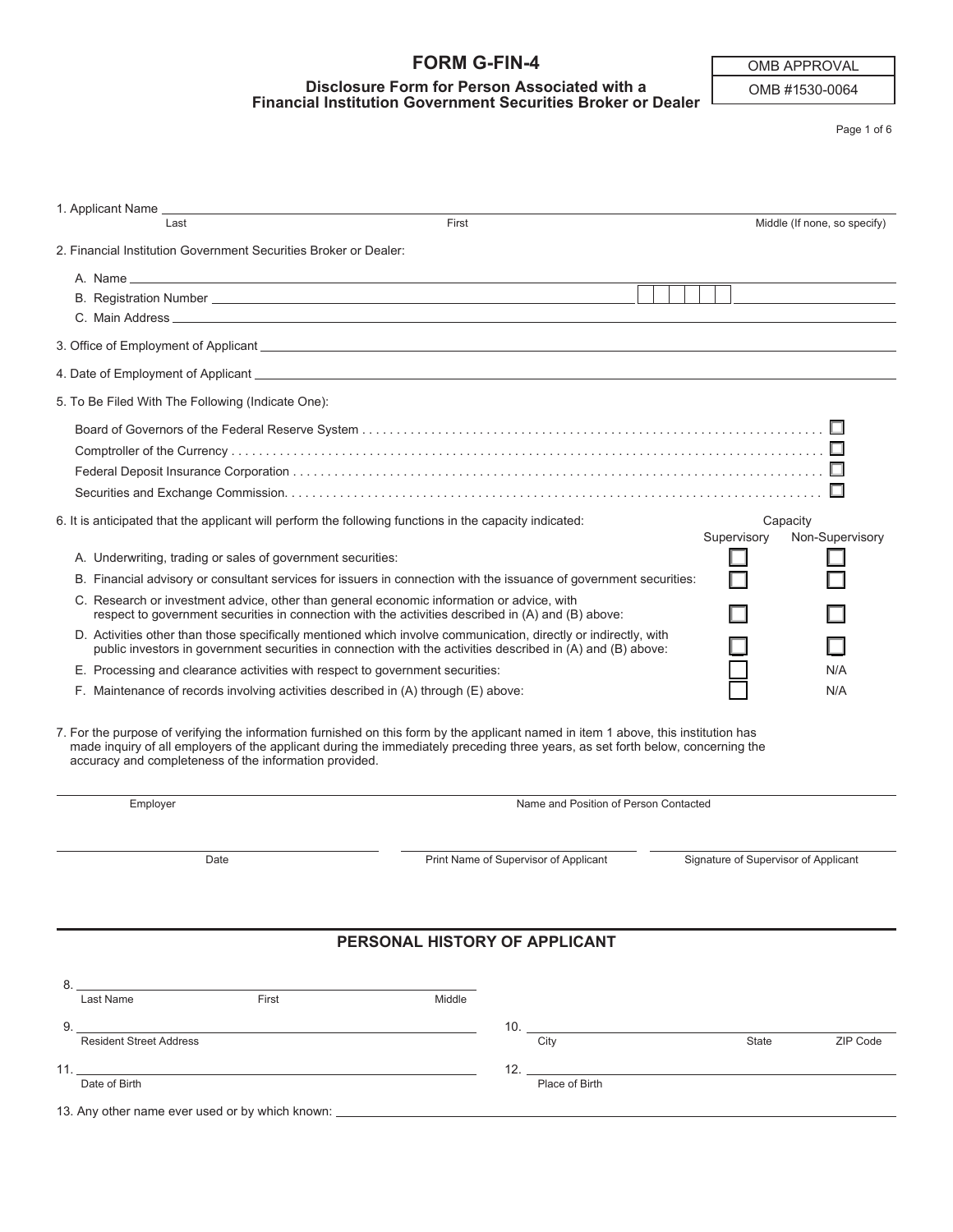# FORM G-FIN-4

**Disclosure Form for Person Associated with a Financial Institution Government Securities Broker or Dealer**

| OMB APPROVAL |
|---|
| OMB #1530-0064 |

1. Applicant Name ______________________________________________
   Last　　　　　　　　First　　　　　　　　Middle (If none, so specify)

2. Financial Institution Government Securities Broker or Dealer:

   A. Name ______________________________________________

   B. Registration Number ______________________________________________

   C. Main Address ______________________________________________

3. Office of Employment of Applicant ______________________________________________

4. Date of Employment of Applicant ______________________________________________

5. To Be Filed With The Following (Indicate One):

   - Board of Governors of the Federal Reserve System ☐
   - Comptroller of the Currency ☐
   - Federal Deposit Insurance Corporation ☐
   - Securities and Exchange Commission ☐

6. It is anticipated that the applicant will perform the following functions in the capacity indicated:

| | Capacity: Supervisory | Capacity: Non-Supervisory |
|---|---|---|
| A. Underwriting, trading or sales of government securities: | ☐ | ☐ |
| B. Financial advisory or consultant services for issuers in connection with the issuance of government securities: | ☐ | ☐ |
| C. Research or investment advice, other than general economic information or advice, with respect to government securities in connection with the activities described in (A) and (B) above: | ☐ | ☐ |
| D. Activities other than those specifically mentioned which involve communication, directly or indirectly, with public investors in government securities in connection with the activities described in (A) and (B) above: | ☐ | ☐ |
| E. Processing and clearance activities with respect to government securities: | ☐ | N/A |
| F. Maintenance of records involving activities described in (A) through (E) above: | ☐ | N/A |

7. For the purpose of verifying the information furnished on this form by the applicant named in item 1 above, this institution has made inquiry of all employers of the applicant during the immediately preceding three years, as set forth below, concerning the accuracy and completeness of the information provided.

______________________________________________
Employer　　　　　　　　Name and Position of Person Contacted

______________________________________________
Date　　　　　　　　Print Name of Supervisor of Applicant　　　　　　　　Signature of Supervisor of Applicant

## PERSONAL HISTORY OF APPLICANT

8. ______________________________________________
   Last Name　　　　First　　　　Middle

9. ______________________________________________
   Resident Street Address

10. ______________________________________________
    City　　　　State　　　　ZIP Code

11. ______________________________________________
    Date of Birth

12. ______________________________________________
    Place of Birth

13. Any other name ever used or by which known: ______________________________________________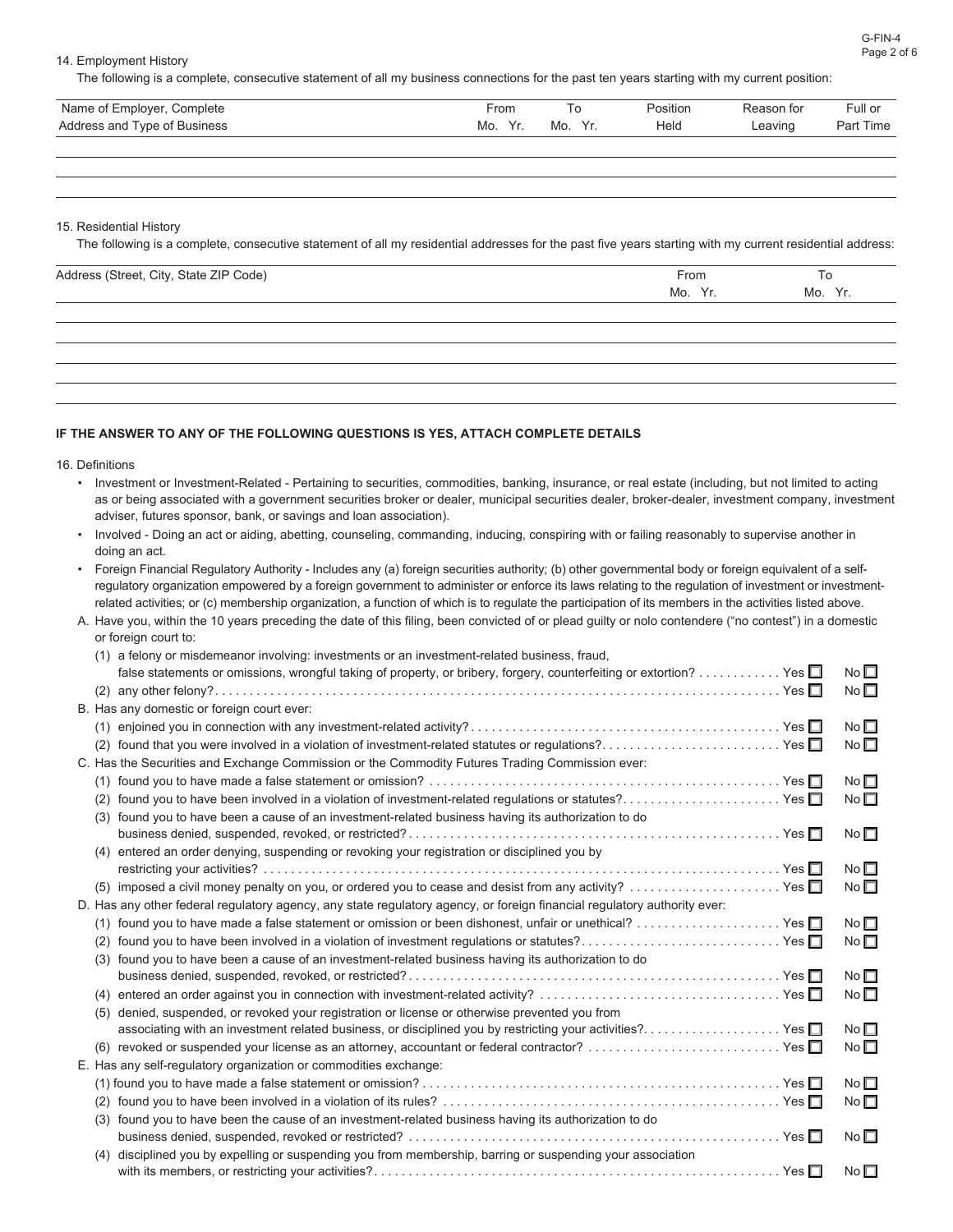14. Employment History

The following is a complete, consecutive statement of all my business connections for the past ten years starting with my current position:

| Name of Employer, Complete Address and Type of Business | From Mo. Yr. | To Mo. Yr. | Position Held | Reason for Leaving | Full or Part Time |
|---|---|---|---|---|---|
| | | | | | |
| | | | | | |
| | | | | | |

15. Residential History

The following is a complete, consecutive statement of all my residential addresses for the past five years starting with my current residential address:

| Address (Street, City, State ZIP Code) | From Mo. Yr. | To Mo. Yr. |
|---|---|---|
| | | |
| | | |
| | | |
| | | |
| | | |

**IF THE ANSWER TO ANY OF THE FOLLOWING QUESTIONS IS YES, ATTACH COMPLETE DETAILS**

16. Definitions

- Investment or Investment-Related - Pertaining to securities, commodities, banking, insurance, or real estate (including, but not limited to acting as or being associated with a government securities broker or dealer, municipal securities dealer, broker-dealer, investment company, investment adviser, futures sponsor, bank, or savings and loan association).
- Involved - Doing an act or aiding, abetting, counseling, commanding, inducing, conspiring with or failing reasonably to supervise another in doing an act.
- Foreign Financial Regulatory Authority - Includes any (a) foreign securities authority; (b) other governmental body or foreign equivalent of a self-regulatory organization empowered by a foreign government to administer or enforce its laws relating to the regulation of investment or investment-related activities; or (c) membership organization, a function of which is to regulate the participation of its members in the activities listed above.

A. Have you, within the 10 years preceding the date of this filing, been convicted of or plead guilty or nolo contendere ("no contest") in a domestic or foreign court to:
   (1) a felony or misdemeanor involving: investments or an investment-related business, fraud, false statements or omissions, wrongful taking of property, or bribery, forgery, counterfeiting or extortion? ............ Yes ☐ No ☐
   (2) any other felony? ............ Yes ☐ No ☐

B. Has any domestic or foreign court ever:
   (1) enjoined you in connection with any investment-related activity? ............ Yes ☐ No ☐
   (2) found that you were involved in a violation of investment-related statutes or regulations? ............ Yes ☐ No ☐

C. Has the Securities and Exchange Commission or the Commodity Futures Trading Commission ever:
   (1) found you to have made a false statement or omission? ............ Yes ☐ No ☐
   (2) found you to have been involved in a violation of investment-related regulations or statutes? ............ Yes ☐ No ☐
   (3) found you to have been a cause of an investment-related business having its authorization to do business denied, suspended, revoked, or restricted? ............ Yes ☐ No ☐
   (4) entered an order denying, suspending or revoking your registration or disciplined you by restricting your activities? ............ Yes ☐ No ☐
   (5) imposed a civil money penalty on you, or ordered you to cease and desist from any activity? ............ Yes ☐ No ☐

D. Has any other federal regulatory agency, any state regulatory agency, or foreign financial regulatory authority ever:
   (1) found you to have made a false statement or omission or been dishonest, unfair or unethical? ............ Yes ☐ No ☐
   (2) found you to have been involved in a violation of investment regulations or statutes? ............ Yes ☐ No ☐
   (3) found you to have been a cause of an investment-related business having its authorization to do business denied, suspended, revoked, or restricted? ............ Yes ☐ No ☐
   (4) entered an order against you in connection with investment-related activity? ............ Yes ☐ No ☐
   (5) denied, suspended, or revoked your registration or license or otherwise prevented you from associating with an investment related business, or disciplined you by restricting your activities? ............ Yes ☐ No ☐
   (6) revoked or suspended your license as an attorney, accountant or federal contractor? ............ Yes ☐ No ☐

E. Has any self-regulatory organization or commodities exchange:
   (1) found you to have made a false statement or omission? ............ Yes ☐ No ☐
   (2) found you to have been involved in a violation of its rules? ............ Yes ☐ No ☐
   (3) found you to have been the cause of an investment-related business having its authorization to do business denied, suspended, revoked or restricted? ............ Yes ☐ No ☐
   (4) disciplined you by expelling or suspending you from membership, barring or suspending your association with its members, or restricting your activities? ............ Yes ☐ No ☐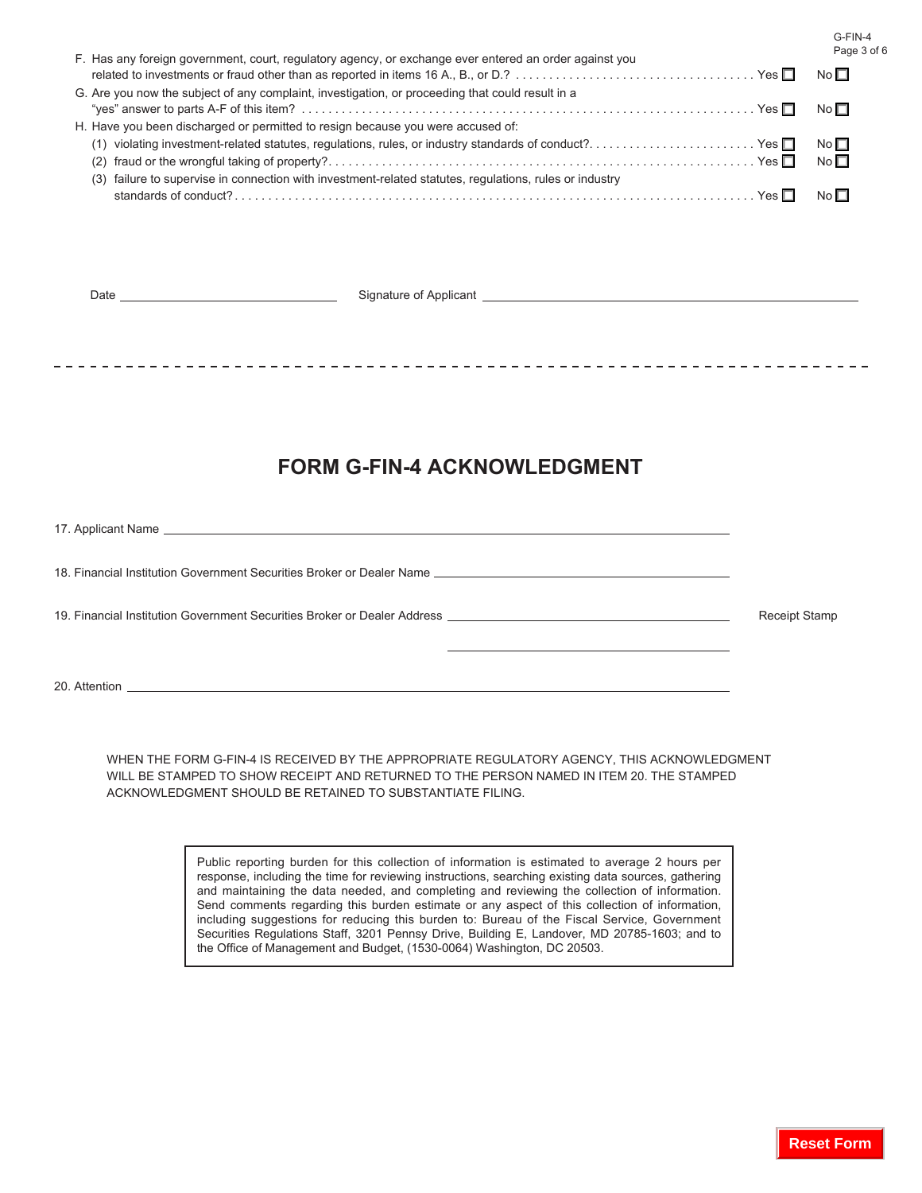F. Has any foreign government, court, regulatory agency, or exchange ever entered an order against you related to investments or fraud other than as reported in items 16 A., B., or D.? . . . . . . . . . . . . . . . . . . . . . . . . . . . . . . . . . . . . Yes ☐ No ☐

G. Are you now the subject of any complaint, investigation, or proceeding that could result in a "yes" answer to parts A-F of this item? . . . . . . . . . . . . . . . . . . . . . . . . . . . . . . . . . . . . . . . . . . . . . . . . . . . . . . . . . . . . . . . . . . Yes ☐ No ☐

H. Have you been discharged or permitted to resign because you were accused of:

(1) violating investment-related statutes, regulations, rules, or industry standards of conduct?. . . . . . . . . . . . . . . . . . . . . . . . . Yes ☐ No ☐

(2) fraud or the wrongful taking of property?. . . . . . . . . . . . . . . . . . . . . . . . . . . . . . . . . . . . . . . . . . . . . . . . . . . . . . . . . . . . . . Yes ☐ No ☐

(3) failure to supervise in connection with investment-related statutes, regulations, rules or industry standards of conduct?. . . . . . . . . . . . . . . . . . . . . . . . . . . . . . . . . . . . . . . . . . . . . . . . . . . . . . . . . . . . . . . . . . . . . . . . . . . . . . Yes ☐ No ☐

Date ______________________ Signature of Applicant ______________________

---

# FORM G-FIN-4 ACKNOWLEDGMENT

17. Applicant Name ______________________

18. Financial Institution Government Securities Broker or Dealer Name ______________________

19. Financial Institution Government Securities Broker or Dealer Address ______________________

______________________

Receipt Stamp

20. Attention ______________________

WHEN THE FORM G-FIN-4 IS RECEIVED BY THE APPROPRIATE REGULATORY AGENCY, THIS ACKNOWLEDGMENT WILL BE STAMPED TO SHOW RECEIPT AND RETURNED TO THE PERSON NAMED IN ITEM 20. THE STAMPED ACKNOWLEDGMENT SHOULD BE RETAINED TO SUBSTANTIATE FILING.

Public reporting burden for this collection of information is estimated to average 2 hours per response, including the time for reviewing instructions, searching existing data sources, gathering and maintaining the data needed, and completing and reviewing the collection of information. Send comments regarding this burden estimate or any aspect of this collection of information, including suggestions for reducing this burden to: Bureau of the Fiscal Service, Government Securities Regulations Staff, 3201 Pennsy Drive, Building E, Landover, MD 20785-1603; and to the Office of Management and Budget, (1530-0064) Washington, DC 20503.

Reset Form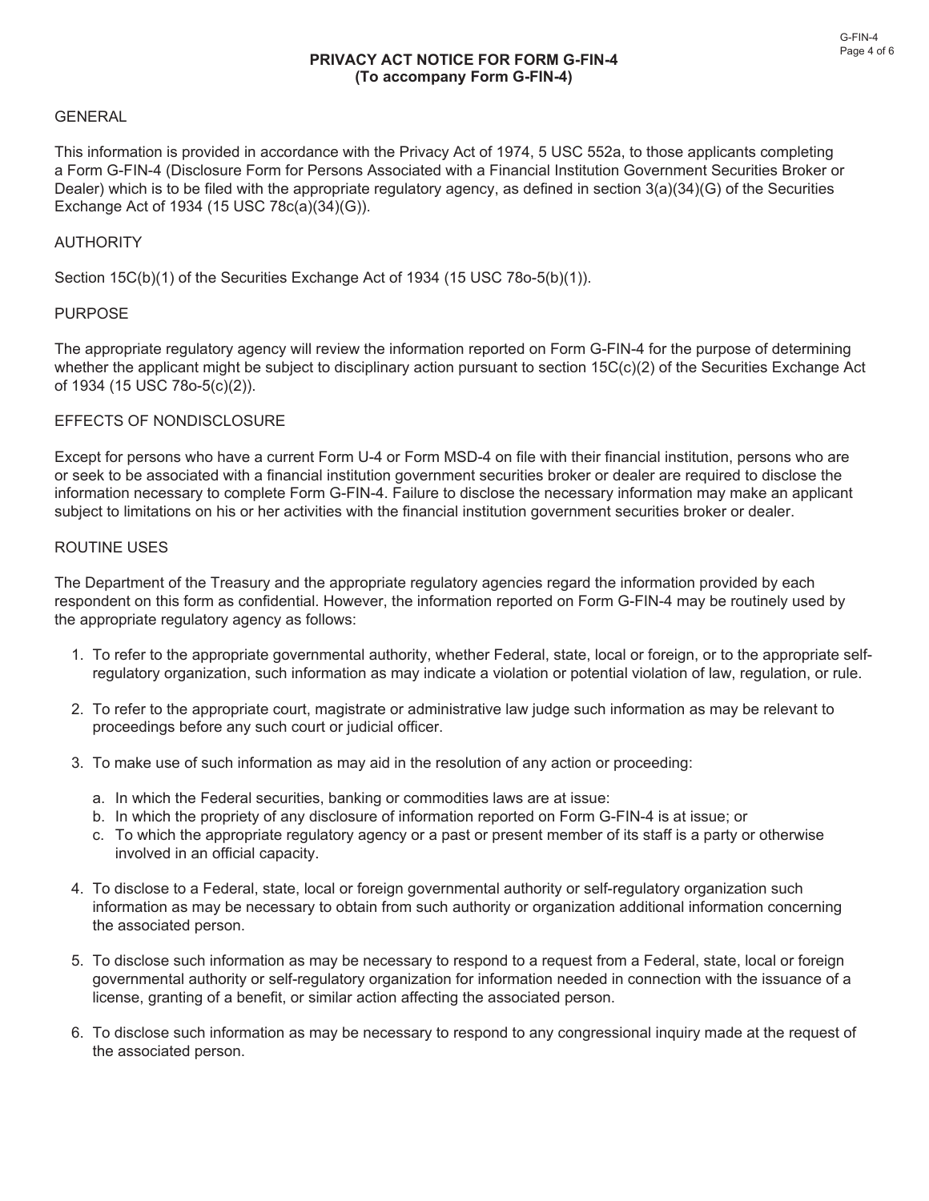## PRIVACY ACT NOTICE FOR FORM G-FIN-4
### (To accompany Form G-FIN-4)

### GENERAL

This information is provided in accordance with the Privacy Act of 1974, 5 USC 552a, to those applicants completing a Form G-FIN-4 (Disclosure Form for Persons Associated with a Financial Institution Government Securities Broker or Dealer) which is to be filed with the appropriate regulatory agency, as defined in section 3(a)(34)(G) of the Securities Exchange Act of 1934 (15 USC 78c(a)(34)(G)).

### AUTHORITY

Section 15C(b)(1) of the Securities Exchange Act of 1934 (15 USC 78o-5(b)(1)).

### PURPOSE

The appropriate regulatory agency will review the information reported on Form G-FIN-4 for the purpose of determining whether the applicant might be subject to disciplinary action pursuant to section 15C(c)(2) of the Securities Exchange Act of 1934 (15 USC 78o-5(c)(2)).

### EFFECTS OF NONDISCLOSURE

Except for persons who have a current Form U-4 or Form MSD-4 on file with their financial institution, persons who are or seek to be associated with a financial institution government securities broker or dealer are required to disclose the information necessary to complete Form G-FIN-4. Failure to disclose the necessary information may make an applicant subject to limitations on his or her activities with the financial institution government securities broker or dealer.

### ROUTINE USES

The Department of the Treasury and the appropriate regulatory agencies regard the information provided by each respondent on this form as confidential. However, the information reported on Form G-FIN-4 may be routinely used by the appropriate regulatory agency as follows:

1. To refer to the appropriate governmental authority, whether Federal, state, local or foreign, or to the appropriate self-regulatory organization, such information as may indicate a violation or potential violation of law, regulation, or rule.

2. To refer to the appropriate court, magistrate or administrative law judge such information as may be relevant to proceedings before any such court or judicial officer.

3. To make use of such information as may aid in the resolution of any action or proceeding:

   a. In which the Federal securities, banking or commodities laws are at issue:
   b. In which the propriety of any disclosure of information reported on Form G-FIN-4 is at issue; or
   c. To which the appropriate regulatory agency or a past or present member of its staff is a party or otherwise involved in an official capacity.

4. To disclose to a Federal, state, local or foreign governmental authority or self-regulatory organization such information as may be necessary to obtain from such authority or organization additional information concerning the associated person.

5. To disclose such information as may be necessary to respond to a request from a Federal, state, local or foreign governmental authority or self-regulatory organization for information needed in connection with the issuance of a license, granting of a benefit, or similar action affecting the associated person.

6. To disclose such information as may be necessary to respond to any congressional inquiry made at the request of the associated person.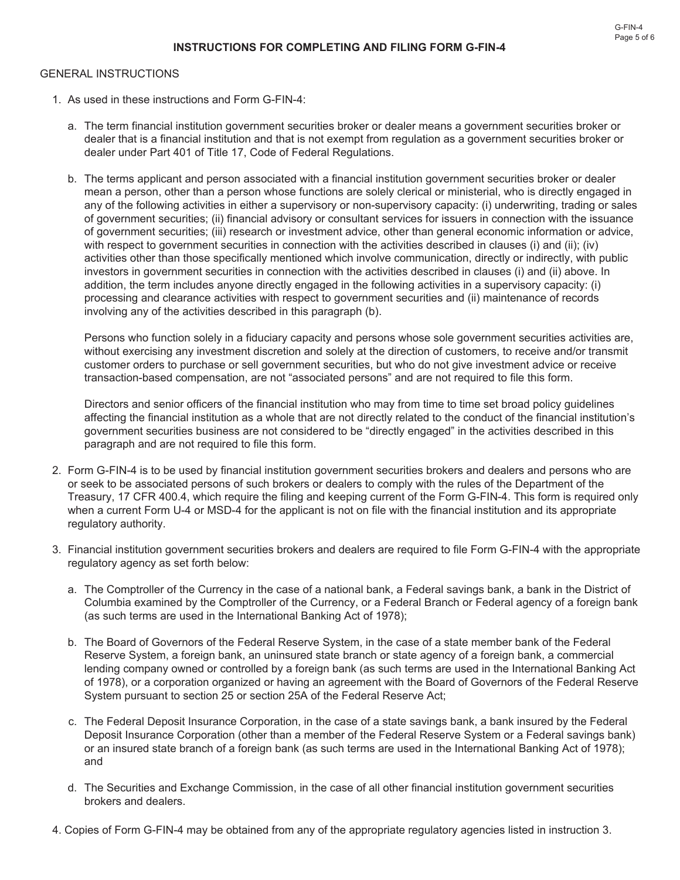## INSTRUCTIONS FOR COMPLETING AND FILING FORM G-FIN-4

GENERAL INSTRUCTIONS

1. As used in these instructions and Form G-FIN-4:

   a. The term financial institution government securities broker or dealer means a government securities broker or dealer that is a financial institution and that is not exempt from regulation as a government securities broker or dealer under Part 401 of Title 17, Code of Federal Regulations.

   b. The terms applicant and person associated with a financial institution government securities broker or dealer mean a person, other than a person whose functions are solely clerical or ministerial, who is directly engaged in any of the following activities in either a supervisory or non-supervisory capacity: (i) underwriting, trading or sales of government securities; (ii) financial advisory or consultant services for issuers in connection with the issuance of government securities; (iii) research or investment advice, other than general economic information or advice, with respect to government securities in connection with the activities described in clauses (i) and (ii); (iv) activities other than those specifically mentioned which involve communication, directly or indirectly, with public investors in government securities in connection with the activities described in clauses (i) and (ii) above. In addition, the term includes anyone directly engaged in the following activities in a supervisory capacity: (i) processing and clearance activities with respect to government securities and (ii) maintenance of records involving any of the activities described in this paragraph (b).

      Persons who function solely in a fiduciary capacity and persons whose sole government securities activities are, without exercising any investment discretion and solely at the direction of customers, to receive and/or transmit customer orders to purchase or sell government securities, but who do not give investment advice or receive transaction-based compensation, are not "associated persons" and are not required to file this form.

      Directors and senior officers of the financial institution who may from time to time set broad policy guidelines affecting the financial institution as a whole that are not directly related to the conduct of the financial institution's government securities business are not considered to be "directly engaged" in the activities described in this paragraph and are not required to file this form.

2. Form G-FIN-4 is to be used by financial institution government securities brokers and dealers and persons who are or seek to be associated persons of such brokers or dealers to comply with the rules of the Department of the Treasury, 17 CFR 400.4, which require the filing and keeping current of the Form G-FIN-4. This form is required only when a current Form U-4 or MSD-4 for the applicant is not on file with the financial institution and its appropriate regulatory authority.

3. Financial institution government securities brokers and dealers are required to file Form G-FIN-4 with the appropriate regulatory agency as set forth below:

   a. The Comptroller of the Currency in the case of a national bank, a Federal savings bank, a bank in the District of Columbia examined by the Comptroller of the Currency, or a Federal Branch or Federal agency of a foreign bank (as such terms are used in the International Banking Act of 1978);

   b. The Board of Governors of the Federal Reserve System, in the case of a state member bank of the Federal Reserve System, a foreign bank, an uninsured state branch or state agency of a foreign bank, a commercial lending company owned or controlled by a foreign bank (as such terms are used in the International Banking Act of 1978), or a corporation organized or having an agreement with the Board of Governors of the Federal Reserve System pursuant to section 25 or section 25A of the Federal Reserve Act;

   c. The Federal Deposit Insurance Corporation, in the case of a state savings bank, a bank insured by the Federal Deposit Insurance Corporation (other than a member of the Federal Reserve System or a Federal savings bank) or an insured state branch of a foreign bank (as such terms are used in the International Banking Act of 1978); and

   d. The Securities and Exchange Commission, in the case of all other financial institution government securities brokers and dealers.

4. Copies of Form G-FIN-4 may be obtained from any of the appropriate regulatory agencies listed in instruction 3.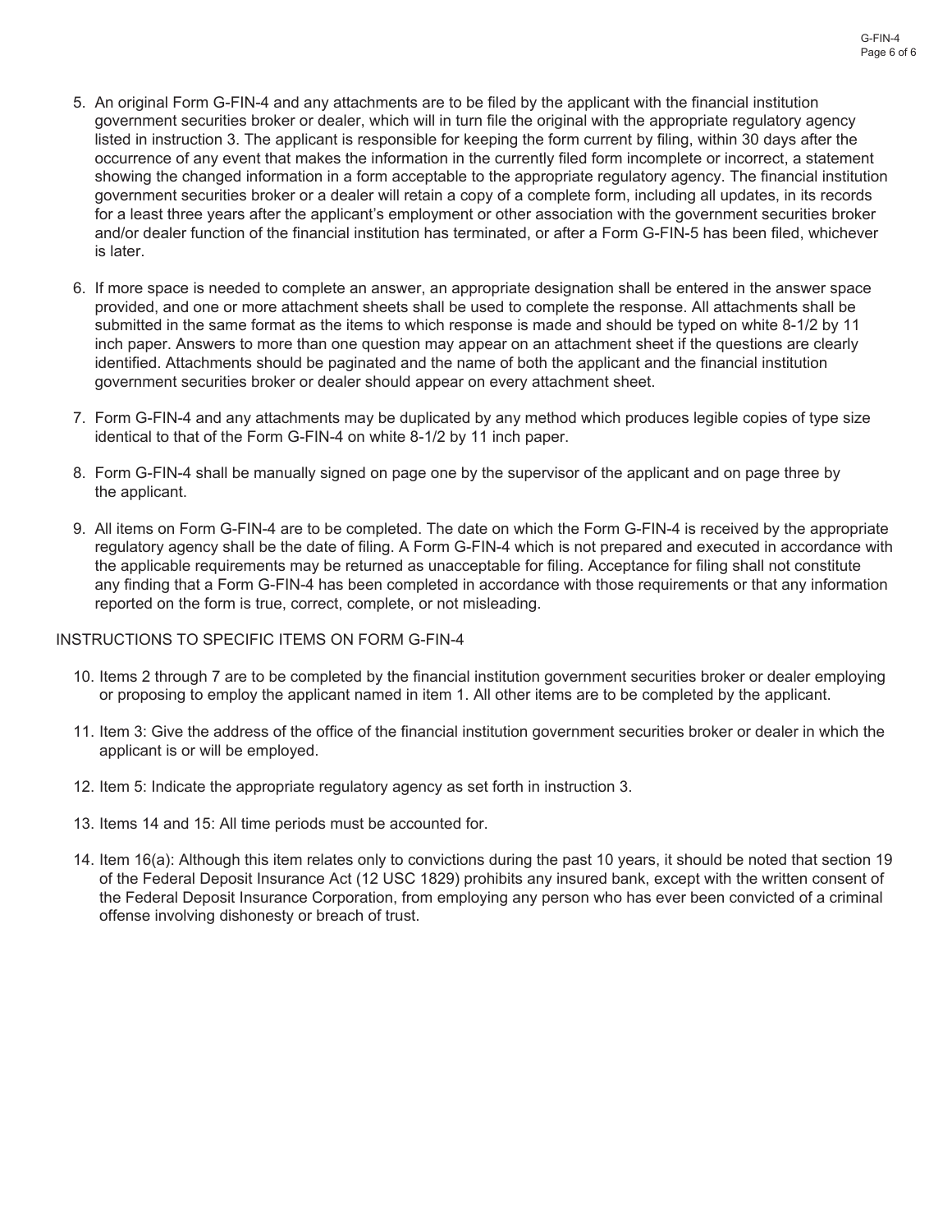5. An original Form G-FIN-4 and any attachments are to be filed by the applicant with the financial institution government securities broker or dealer, which will in turn file the original with the appropriate regulatory agency listed in instruction 3. The applicant is responsible for keeping the form current by filing, within 30 days after the occurrence of any event that makes the information in the currently filed form incomplete or incorrect, a statement showing the changed information in a form acceptable to the appropriate regulatory agency. The financial institution government securities broker or a dealer will retain a copy of a complete form, including all updates, in its records for a least three years after the applicant's employment or other association with the government securities broker and/or dealer function of the financial institution has terminated, or after a Form G-FIN-5 has been filed, whichever is later.

6. If more space is needed to complete an answer, an appropriate designation shall be entered in the answer space provided, and one or more attachment sheets shall be used to complete the response. All attachments shall be submitted in the same format as the items to which response is made and should be typed on white 8-1/2 by 11 inch paper. Answers to more than one question may appear on an attachment sheet if the questions are clearly identified. Attachments should be paginated and the name of both the applicant and the financial institution government securities broker or dealer should appear on every attachment sheet.

7. Form G-FIN-4 and any attachments may be duplicated by any method which produces legible copies of type size identical to that of the Form G-FIN-4 on white 8-1/2 by 11 inch paper.

8. Form G-FIN-4 shall be manually signed on page one by the supervisor of the applicant and on page three by the applicant.

9. All items on Form G-FIN-4 are to be completed. The date on which the Form G-FIN-4 is received by the appropriate regulatory agency shall be the date of filing. A Form G-FIN-4 which is not prepared and executed in accordance with the applicable requirements may be returned as unacceptable for filing. Acceptance for filing shall not constitute any finding that a Form G-FIN-4 has been completed in accordance with those requirements or that any information reported on the form is true, correct, complete, or not misleading.

INSTRUCTIONS TO SPECIFIC ITEMS ON FORM G-FIN-4

10. Items 2 through 7 are to be completed by the financial institution government securities broker or dealer employing or proposing to employ the applicant named in item 1. All other items are to be completed by the applicant.

11. Item 3: Give the address of the office of the financial institution government securities broker or dealer in which the applicant is or will be employed.

12. Item 5: Indicate the appropriate regulatory agency as set forth in instruction 3.

13. Items 14 and 15: All time periods must be accounted for.

14. Item 16(a): Although this item relates only to convictions during the past 10 years, it should be noted that section 19 of the Federal Deposit Insurance Act (12 USC 1829) prohibits any insured bank, except with the written consent of the Federal Deposit Insurance Corporation, from employing any person who has ever been convicted of a criminal offense involving dishonesty or breach of trust.